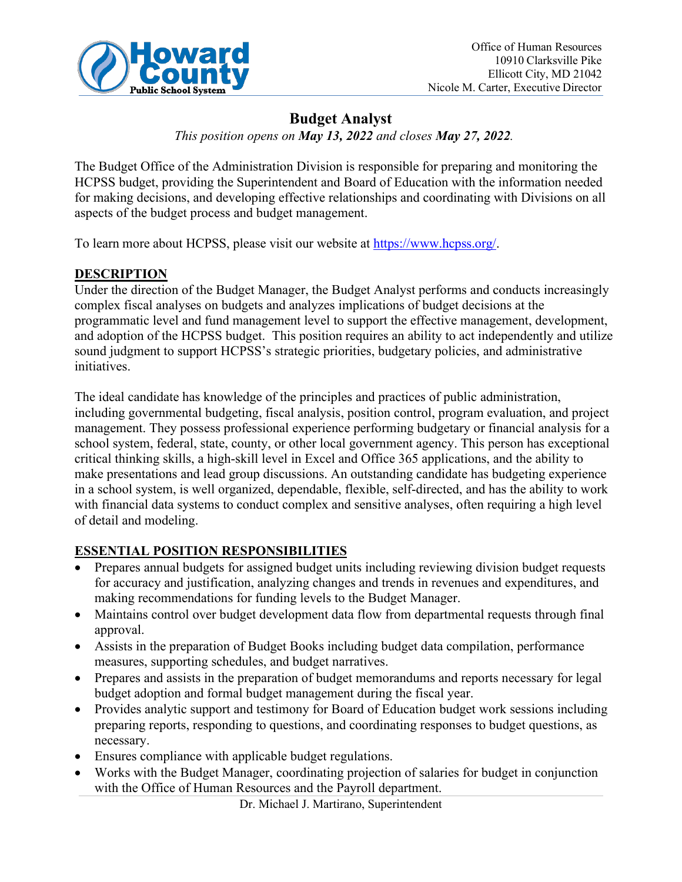Office of Human Resources
10910 Clarksville Pike
Ellicott City, MD 21042
Nicole M. Carter, Executive Director

# Budget Analyst

*This position opens on **May 13, 2022** and closes **May 27, 2022**.*

The Budget Office of the Administration Division is responsible for preparing and monitoring the HCPSS budget, providing the Superintendent and Board of Education with the information needed for making decisions, and developing effective relationships and coordinating with Divisions on all aspects of the budget process and budget management.

To learn more about HCPSS, please visit our website at https://www.hcpss.org/.

## DESCRIPTION

Under the direction of the Budget Manager, the Budget Analyst performs and conducts increasingly complex fiscal analyses on budgets and analyzes implications of budget decisions at the programmatic level and fund management level to support the effective management, development, and adoption of the HCPSS budget. This position requires an ability to act independently and utilize sound judgment to support HCPSS's strategic priorities, budgetary policies, and administrative initiatives.

The ideal candidate has knowledge of the principles and practices of public administration, including governmental budgeting, fiscal analysis, position control, program evaluation, and project management. They possess professional experience performing budgetary or financial analysis for a school system, federal, state, county, or other local government agency. This person has exceptional critical thinking skills, a high-skill level in Excel and Office 365 applications, and the ability to make presentations and lead group discussions. An outstanding candidate has budgeting experience in a school system, is well organized, dependable, flexible, self-directed, and has the ability to work with financial data systems to conduct complex and sensitive analyses, often requiring a high level of detail and modeling.

## ESSENTIAL POSITION RESPONSIBILITIES

- Prepares annual budgets for assigned budget units including reviewing division budget requests for accuracy and justification, analyzing changes and trends in revenues and expenditures, and making recommendations for funding levels to the Budget Manager.
- Maintains control over budget development data flow from departmental requests through final approval.
- Assists in the preparation of Budget Books including budget data compilation, performance measures, supporting schedules, and budget narratives.
- Prepares and assists in the preparation of budget memorandums and reports necessary for legal budget adoption and formal budget management during the fiscal year.
- Provides analytic support and testimony for Board of Education budget work sessions including preparing reports, responding to questions, and coordinating responses to budget questions, as necessary.
- Ensures compliance with applicable budget regulations.
- Works with the Budget Manager, coordinating projection of salaries for budget in conjunction with the Office of Human Resources and the Payroll department.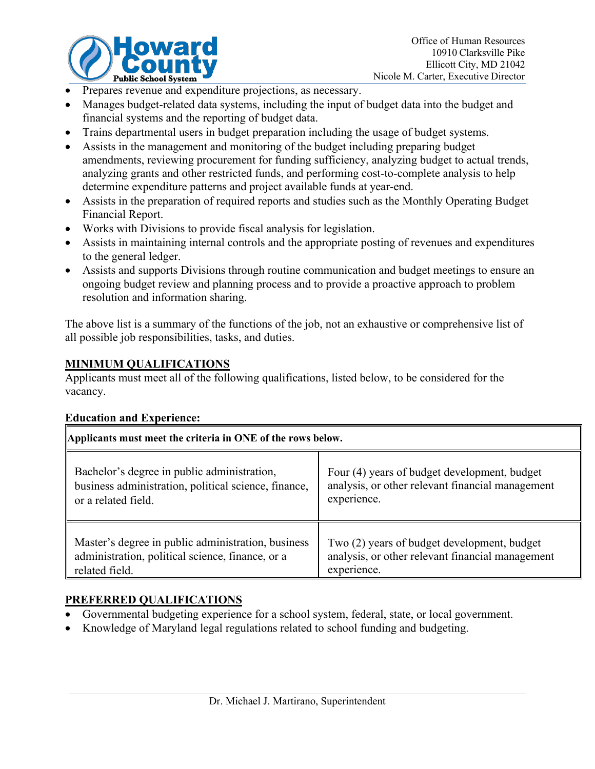- Prepares revenue and expenditure projections, as necessary.
- Manages budget-related data systems, including the input of budget data into the budget and financial systems and the reporting of budget data.
- Trains departmental users in budget preparation including the usage of budget systems.
- Assists in the management and monitoring of the budget including preparing budget amendments, reviewing procurement for funding sufficiency, analyzing budget to actual trends, analyzing grants and other restricted funds, and performing cost-to-complete analysis to help determine expenditure patterns and project available funds at year-end.
- Assists in the preparation of required reports and studies such as the Monthly Operating Budget Financial Report.
- Works with Divisions to provide fiscal analysis for legislation.
- Assists in maintaining internal controls and the appropriate posting of revenues and expenditures to the general ledger.
- Assists and supports Divisions through routine communication and budget meetings to ensure an ongoing budget review and planning process and to provide a proactive approach to problem resolution and information sharing.

The above list is a summary of the functions of the job, not an exhaustive or comprehensive list of all possible job responsibilities, tasks, and duties.

## MINIMUM QUALIFICATIONS

Applicants must meet all of the following qualifications, listed below, to be considered for the vacancy.

**Education and Experience:**

| **Applicants must meet the criteria in ONE of the rows below.** | |
|---|---|
| Bachelor's degree in public administration, business administration, political science, finance, or a related field. | Four (4) years of budget development, budget analysis, or other relevant financial management experience. |
| Master's degree in public administration, business administration, political science, finance, or a related field. | Two (2) years of budget development, budget analysis, or other relevant financial management experience. |

## PREFERRED QUALIFICATIONS

- Governmental budgeting experience for a school system, federal, state, or local government.
- Knowledge of Maryland legal regulations related to school funding and budgeting.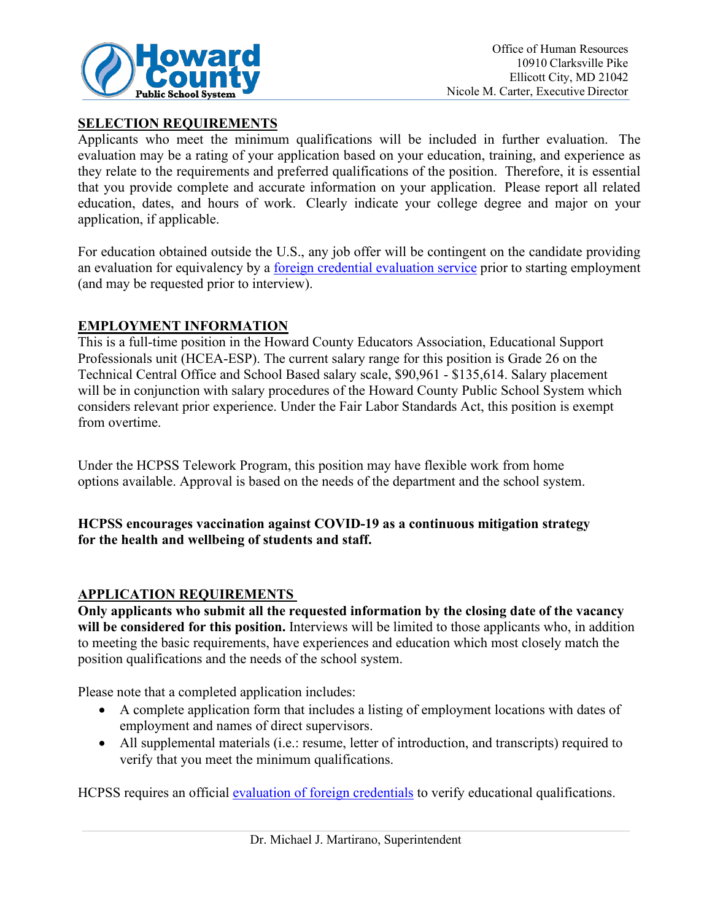## SELECTION REQUIREMENTS

Applicants who meet the minimum qualifications will be included in further evaluation. The evaluation may be a rating of your application based on your education, training, and experience as they relate to the requirements and preferred qualifications of the position. Therefore, it is essential that you provide complete and accurate information on your application. Please report all related education, dates, and hours of work. Clearly indicate your college degree and major on your application, if applicable.

For education obtained outside the U.S., any job offer will be contingent on the candidate providing an evaluation for equivalency by a foreign credential evaluation service prior to starting employment (and may be requested prior to interview).

## EMPLOYMENT INFORMATION

This is a full-time position in the Howard County Educators Association, Educational Support Professionals unit (HCEA-ESP). The current salary range for this position is Grade 26 on the Technical Central Office and School Based salary scale, $90,961 - $135,614. Salary placement will be in conjunction with salary procedures of the Howard County Public School System which considers relevant prior experience. Under the Fair Labor Standards Act, this position is exempt from overtime.

Under the HCPSS Telework Program, this position may have flexible work from home options available. Approval is based on the needs of the department and the school system.

**HCPSS encourages vaccination against COVID-19 as a continuous mitigation strategy for the health and wellbeing of students and staff.**

## APPLICATION REQUIREMENTS

**Only applicants who submit all the requested information by the closing date of the vacancy will be considered for this position.** Interviews will be limited to those applicants who, in addition to meeting the basic requirements, have experiences and education which most closely match the position qualifications and the needs of the school system.

Please note that a completed application includes:

- A complete application form that includes a listing of employment locations with dates of employment and names of direct supervisors.
- All supplemental materials (i.e.: resume, letter of introduction, and transcripts) required to verify that you meet the minimum qualifications.

HCPSS requires an official evaluation of foreign credentials to verify educational qualifications.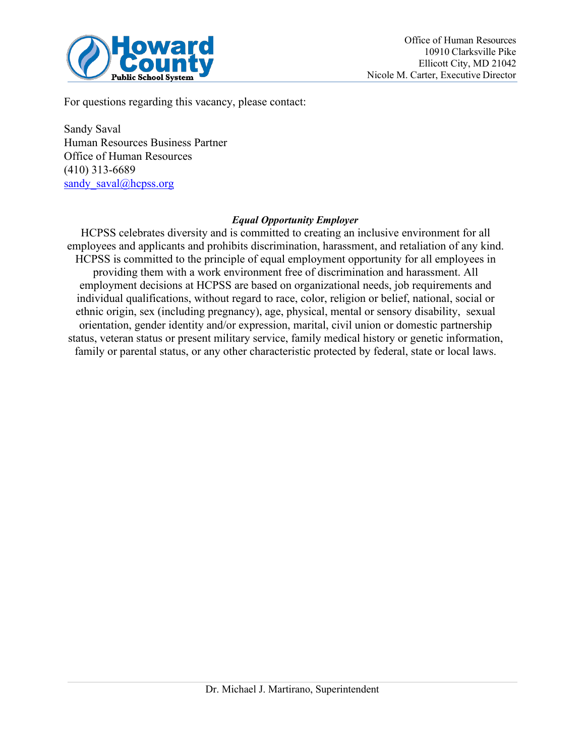For questions regarding this vacancy, please contact:

Sandy Saval
Human Resources Business Partner
Office of Human Resources
(410) 313-6689
sandy_saval@hcpss.org

***Equal Opportunity Employer***

HCPSS celebrates diversity and is committed to creating an inclusive environment for all employees and applicants and prohibits discrimination, harassment, and retaliation of any kind. HCPSS is committed to the principle of equal employment opportunity for all employees in providing them with a work environment free of discrimination and harassment. All employment decisions at HCPSS are based on organizational needs, job requirements and individual qualifications, without regard to race, color, religion or belief, national, social or ethnic origin, sex (including pregnancy), age, physical, mental or sensory disability, sexual orientation, gender identity and/or expression, marital, civil union or domestic partnership status, veteran status or present military service, family medical history or genetic information, family or parental status, or any other characteristic protected by federal, state or local laws.